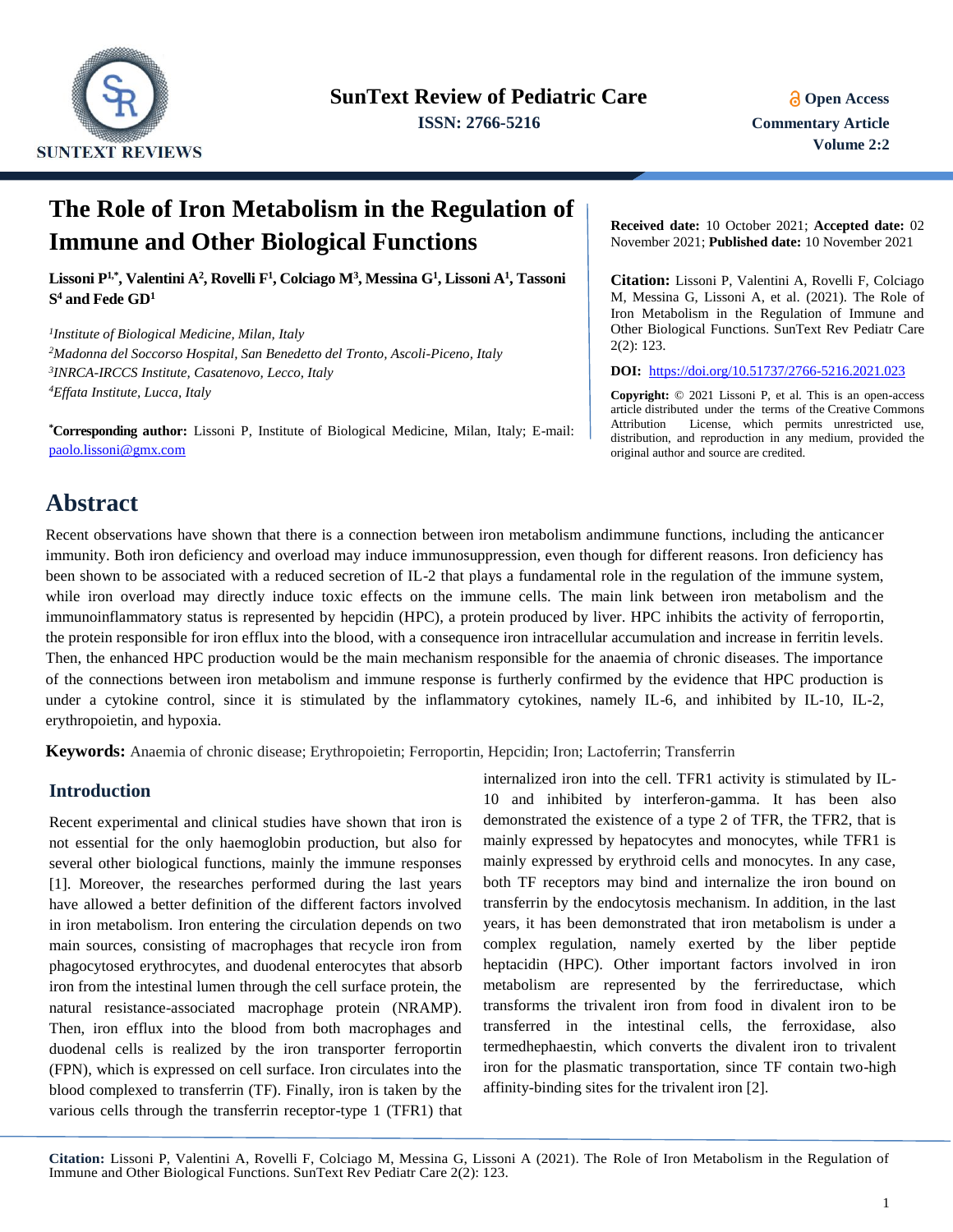SunText Review of Pediatric Care

ISSN: 2766-5216

Open Access
Commentary Article
Volume 2:2

# The Role of Iron Metabolism in the Regulation of Immune and Other Biological Functions

**Lissoni P[1,*], Valentini A[2], Rovelli F[1], Colciago M[3], Messina G[1], Lissoni A[1], Tassoni S[4] and Fede GD[1]**

*[1]Institute of Biological Medicine, Milan, Italy*
*[2]Madonna del Soccorso Hospital, San Benedetto del Tronto, Ascoli-Piceno, Italy*
*[3]INRCA-IRCCS Institute, Casatenovo, Lecco, Italy*
*[4]Effata Institute, Lucca, Italy*

**[*]Corresponding author:** Lissoni P, Institute of Biological Medicine, Milan, Italy; E-mail: paolo.lissoni@gmx.com

**Received date:** 10 October 2021; **Accepted date:** 02 November 2021; **Published date:** 10 November 2021

**Citation:** Lissoni P, Valentini A, Rovelli F, Colciago M, Messina G, Lissoni A, et al. (2021). The Role of Iron Metabolism in the Regulation of Immune and Other Biological Functions. SunText Rev Pediatr Care 2(2): 123.

**DOI:** https://doi.org/10.51737/2766-5216.2021.023

**Copyright:** © 2021 Lissoni P, et al. This is an open-access article distributed under the terms of the Creative Commons Attribution License, which permits unrestricted use, distribution, and reproduction in any medium, provided the original author and source are credited.

## Abstract

Recent observations have shown that there is a connection between iron metabolism andimmune functions, including the anticancer immunity. Both iron deficiency and overload may induce immunosuppression, even though for different reasons. Iron deficiency has been shown to be associated with a reduced secretion of IL-2 that plays a fundamental role in the regulation of the immune system, while iron overload may directly induce toxic effects on the immune cells. The main link between iron metabolism and the immunoinflammatory status is represented by hepcidin (HPC), a protein produced by liver. HPC inhibits the activity of ferroportin, the protein responsible for iron efflux into the blood, with a consequence iron intracellular accumulation and increase in ferritin levels. Then, the enhanced HPC production would be the main mechanism responsible for the anaemia of chronic diseases. The importance of the connections between iron metabolism and immune response is furtherly confirmed by the evidence that HPC production is under a cytokine control, since it is stimulated by the inflammatory cytokines, namely IL-6, and inhibited by IL-10, IL-2, erythropoietin, and hypoxia.

**Keywords:** Anaemia of chronic disease; Erythropoietin; Ferroportin, Hepcidin; Iron; Lactoferrin; Transferrin

## Introduction

Recent experimental and clinical studies have shown that iron is not essential for the only haemoglobin production, but also for several other biological functions, mainly the immune responses [1]. Moreover, the researches performed during the last years have allowed a better definition of the different factors involved in iron metabolism. Iron entering the circulation depends on two main sources, consisting of macrophages that recycle iron from phagocytosed erythrocytes, and duodenal enterocytes that absorb iron from the intestinal lumen through the cell surface protein, the natural resistance-associated macrophage protein (NRAMP). Then, iron efflux into the blood from both macrophages and duodenal cells is realized by the iron transporter ferroportin (FPN), which is expressed on cell surface. Iron circulates into the blood complexed to transferrin (TF). Finally, iron is taken by the various cells through the transferrin receptor-type 1 (TFR1) that internalized iron into the cell. TFR1 activity is stimulated by IL-10 and inhibited by interferon-gamma. It has been also demonstrated the existence of a type 2 of TFR, the TFR2, that is mainly expressed by hepatocytes and monocytes, while TFR1 is mainly expressed by erythroid cells and monocytes. In any case, both TF receptors may bind and internalize the iron bound on transferrin by the endocytosis mechanism. In addition, in the last years, it has been demonstrated that iron metabolism is under a complex regulation, namely exerted by the liber peptide heptacidin (HPC). Other important factors involved in iron metabolism are represented by the ferrireductase, which transforms the trivalent iron from food in divalent iron to be transferred in the intestinal cells, the ferroxidase, also termedhephaestin, which converts the divalent iron to trivalent iron for the plasmatic transportation, since TF contain two-high affinity-binding sites for the trivalent iron [2].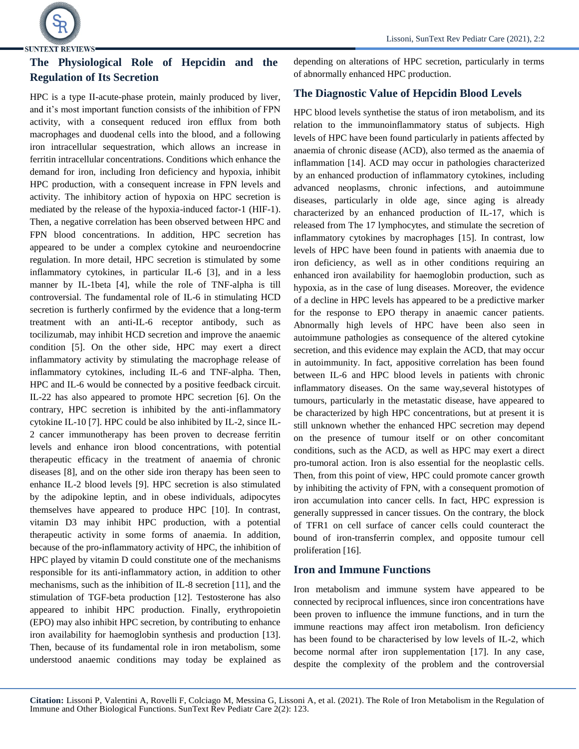## The Physiological Role of Hepcidin and the Regulation of Its Secretion

HPC is a type II-acute-phase protein, mainly produced by liver, and it's most important function consists of the inhibition of FPN activity, with a consequent reduced iron efflux from both macrophages and duodenal cells into the blood, and a following iron intracellular sequestration, which allows an increase in ferritin intracellular concentrations. Conditions which enhance the demand for iron, including Iron deficiency and hypoxia, inhibit HPC production, with a consequent increase in FPN levels and activity. The inhibitory action of hypoxia on HPC secretion is mediated by the release of the hypoxia-induced factor-1 (HIF-1). Then, a negative correlation has been observed between HPC and FPN blood concentrations. In addition, HPC secretion has appeared to be under a complex cytokine and neuroendocrine regulation. In more detail, HPC secretion is stimulated by some inflammatory cytokines, in particular IL-6 [3], and in a less manner by IL-1beta [4], while the role of TNF-alpha is till controversial. The fundamental role of IL-6 in stimulating HCD secretion is furtherly confirmed by the evidence that a long-term treatment with an anti-IL-6 receptor antibody, such as tocilizumab, may inhibit HCD secretion and improve the anaemic condition [5]. On the other side, HPC may exert a direct inflammatory activity by stimulating the macrophage release of inflammatory cytokines, including IL-6 and TNF-alpha. Then, HPC and IL-6 would be connected by a positive feedback circuit. IL-22 has also appeared to promote HPC secretion [6]. On the contrary, HPC secretion is inhibited by the anti-inflammatory cytokine IL-10 [7]. HPC could be also inhibited by IL-2, since IL-2 cancer immunotherapy has been proven to decrease ferritin levels and enhance iron blood concentrations, with potential therapeutic efficacy in the treatment of anaemia of chronic diseases [8], and on the other side iron therapy has been seen to enhance IL-2 blood levels [9]. HPC secretion is also stimulated by the adipokine leptin, and in obese individuals, adipocytes themselves have appeared to produce HPC [10]. In contrast, vitamin D3 may inhibit HPC production, with a potential therapeutic activity in some forms of anaemia. In addition, because of the pro-inflammatory activity of HPC, the inhibition of HPC played by vitamin D could constitute one of the mechanisms responsible for its anti-inflammatory action, in addition to other mechanisms, such as the inhibition of IL-8 secretion [11], and the stimulation of TGF-beta production [12]. Testosterone has also appeared to inhibit HPC production. Finally, erythropoietin (EPO) may also inhibit HPC secretion, by contributing to enhance iron availability for haemoglobin synthesis and production [13]. Then, because of its fundamental role in iron metabolism, some understood anaemic conditions may today be explained as depending on alterations of HPC secretion, particularly in terms of abnormally enhanced HPC production.

## The Diagnostic Value of Hepcidin Blood Levels

HPC blood levels synthetise the status of iron metabolism, and its relation to the immunoinflammatory status of subjects. High levels of HPC have been found particularly in patients affected by anaemia of chronic disease (ACD), also termed as the anaemia of inflammation [14]. ACD may occur in pathologies characterized by an enhanced production of inflammatory cytokines, including advanced neoplasms, chronic infections, and autoimmune diseases, particularly in olde age, since aging is already characterized by an enhanced production of IL-17, which is released from The 17 lymphocytes, and stimulate the secretion of inflammatory cytokines by macrophages [15]. In contrast, low levels of HPC have been found in patients with anaemia due to iron deficiency, as well as in other conditions requiring an enhanced iron availability for haemoglobin production, such as hypoxia, as in the case of lung diseases. Moreover, the evidence of a decline in HPC levels has appeared to be a predictive marker for the response to EPO therapy in anaemic cancer patients. Abnormally high levels of HPC have been also seen in autoimmune pathologies as consequence of the altered cytokine secretion, and this evidence may explain the ACD, that may occur in autoimmunity. In fact, appositive correlation has been found between IL-6 and HPC blood levels in patients with chronic inflammatory diseases. On the same way,several histotypes of tumours, particularly in the metastatic disease, have appeared to be characterized by high HPC concentrations, but at present it is still unknown whether the enhanced HPC secretion may depend on the presence of tumour itself or on other concomitant conditions, such as the ACD, as well as HPC may exert a direct pro-tumoral action. Iron is also essential for the neoplastic cells. Then, from this point of view, HPC could promote cancer growth by inhibiting the activity of FPN, with a consequent promotion of iron accumulation into cancer cells. In fact, HPC expression is generally suppressed in cancer tissues. On the contrary, the block of TFR1 on cell surface of cancer cells could counteract the bound of iron-transferrin complex, and opposite tumour cell proliferation [16].

## Iron and Immune Functions

Iron metabolism and immune system have appeared to be connected by reciprocal influences, since iron concentrations have been proven to influence the immune functions, and in turn the immune reactions may affect iron metabolism. Iron deficiency has been found to be characterised by low levels of IL-2, which become normal after iron supplementation [17]. In any case, despite the complexity of the problem and the controversial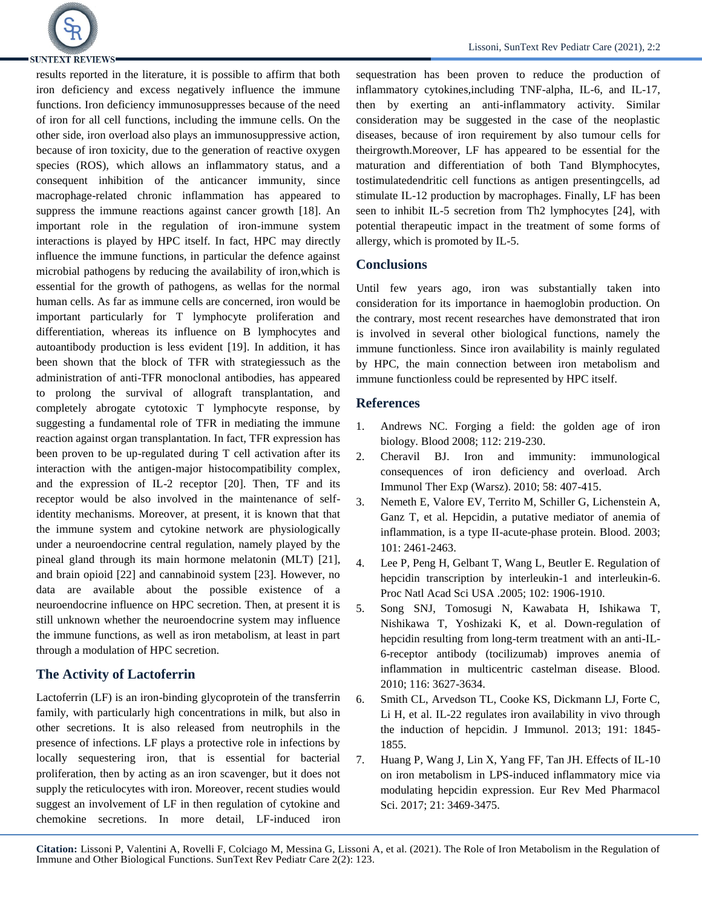results reported in the literature, it is possible to affirm that both iron deficiency and excess negatively influence the immune functions. Iron deficiency immunosuppresses because of the need of iron for all cell functions, including the immune cells. On the other side, iron overload also plays an immunosuppressive action, because of iron toxicity, due to the generation of reactive oxygen species (ROS), which allows an inflammatory status, and a consequent inhibition of the anticancer immunity, since macrophage-related chronic inflammation has appeared to suppress the immune reactions against cancer growth [18]. An important role in the regulation of iron-immune system interactions is played by HPC itself. In fact, HPC may directly influence the immune functions, in particular the defence against microbial pathogens by reducing the availability of iron,which is essential for the growth of pathogens, as wellas for the normal human cells. As far as immune cells are concerned, iron would be important particularly for T lymphocyte proliferation and differentiation, whereas its influence on B lymphocytes and autoantibody production is less evident [19]. In addition, it has been shown that the block of TFR with strategiessuch as the administration of anti-TFR monoclonal antibodies, has appeared to prolong the survival of allograft transplantation, and completely abrogate cytotoxic T lymphocyte response, by suggesting a fundamental role of TFR in mediating the immune reaction against organ transplantation. In fact, TFR expression has been proven to be up-regulated during T cell activation after its interaction with the antigen-major histocompatibility complex, and the expression of IL-2 receptor [20]. Then, TF and its receptor would be also involved in the maintenance of self-identity mechanisms. Moreover, at present, it is known that that the immune system and cytokine network are physiologically under a neuroendocrine central regulation, namely played by the pineal gland through its main hormone melatonin (MLT) [21], and brain opioid [22] and cannabinoid system [23]. However, no data are available about the possible existence of a neuroendocrine influence on HPC secretion. Then, at present it is still unknown whether the neuroendocrine system may influence the immune functions, as well as iron metabolism, at least in part through a modulation of HPC secretion.

## The Activity of Lactoferrin

Lactoferrin (LF) is an iron-binding glycoprotein of the transferrin family, with particularly high concentrations in milk, but also in other secretions. It is also released from neutrophils in the presence of infections. LF plays a protective role in infections by locally sequestering iron, that is essential for bacterial proliferation, then by acting as an iron scavenger, but it does not supply the reticulocytes with iron. Moreover, recent studies would suggest an involvement of LF in then regulation of cytokine and chemokine secretions. In more detail, LF-induced iron sequestration has been proven to reduce the production of inflammatory cytokines,including TNF-alpha, IL-6, and IL-17, then by exerting an anti-inflammatory activity. Similar consideration may be suggested in the case of the neoplastic diseases, because of iron requirement by also tumour cells for theirgrowth.Moreover, LF has appeared to be essential for the maturation and differentiation of both Tand Blymphocytes, tostimulatedendritic cell functions as antigen presentingcells, ad stimulate IL-12 production by macrophages. Finally, LF has been seen to inhibit IL-5 secretion from Th2 lymphocytes [24], with potential therapeutic impact in the treatment of some forms of allergy, which is promoted by IL-5.

## Conclusions

Until few years ago, iron was substantially taken into consideration for its importance in haemoglobin production. On the contrary, most recent researches have demonstrated that iron is involved in several other biological functions, namely the immune functionless. Since iron availability is mainly regulated by HPC, the main connection between iron metabolism and immune functionless could be represented by HPC itself.

## References

1. Andrews NC. Forging a field: the golden age of iron biology. Blood 2008; 112: 219-230.
2. Cheravil BJ. Iron and immunity: immunological consequences of iron deficiency and overload. Arch Immunol Ther Exp (Warsz). 2010; 58: 407-415.
3. Nemeth E, Valore EV, Territo M, Schiller G, Lichenstein A, Ganz T, et al. Hepcidin, a putative mediator of anemia of inflammation, is a type II-acute-phase protein. Blood. 2003; 101: 2461-2463.
4. Lee P, Peng H, Gelbant T, Wang L, Beutler E. Regulation of hepcidin transcription by interleukin-1 and interleukin-6. Proc Natl Acad Sci USA .2005; 102: 1906-1910.
5. Song SNJ, Tomosugi N, Kawabata H, Ishikawa T, Nishikawa T, Yoshizaki K, et al. Down-regulation of hepcidin resulting from long-term treatment with an anti-IL-6-receptor antibody (tocilizumab) improves anemia of inflammation in multicentric castelman disease. Blood. 2010; 116: 3627-3634.
6. Smith CL, Arvedson TL, Cooke KS, Dickmann LJ, Forte C, Li H, et al. IL-22 regulates iron availability in vivo through the induction of hepcidin. J Immunol. 2013; 191: 1845-1855.
7. Huang P, Wang J, Lin X, Yang FF, Tan JH. Effects of IL-10 on iron metabolism in LPS-induced inflammatory mice via modulating hepcidin expression. Eur Rev Med Pharmacol Sci. 2017; 21: 3469-3475.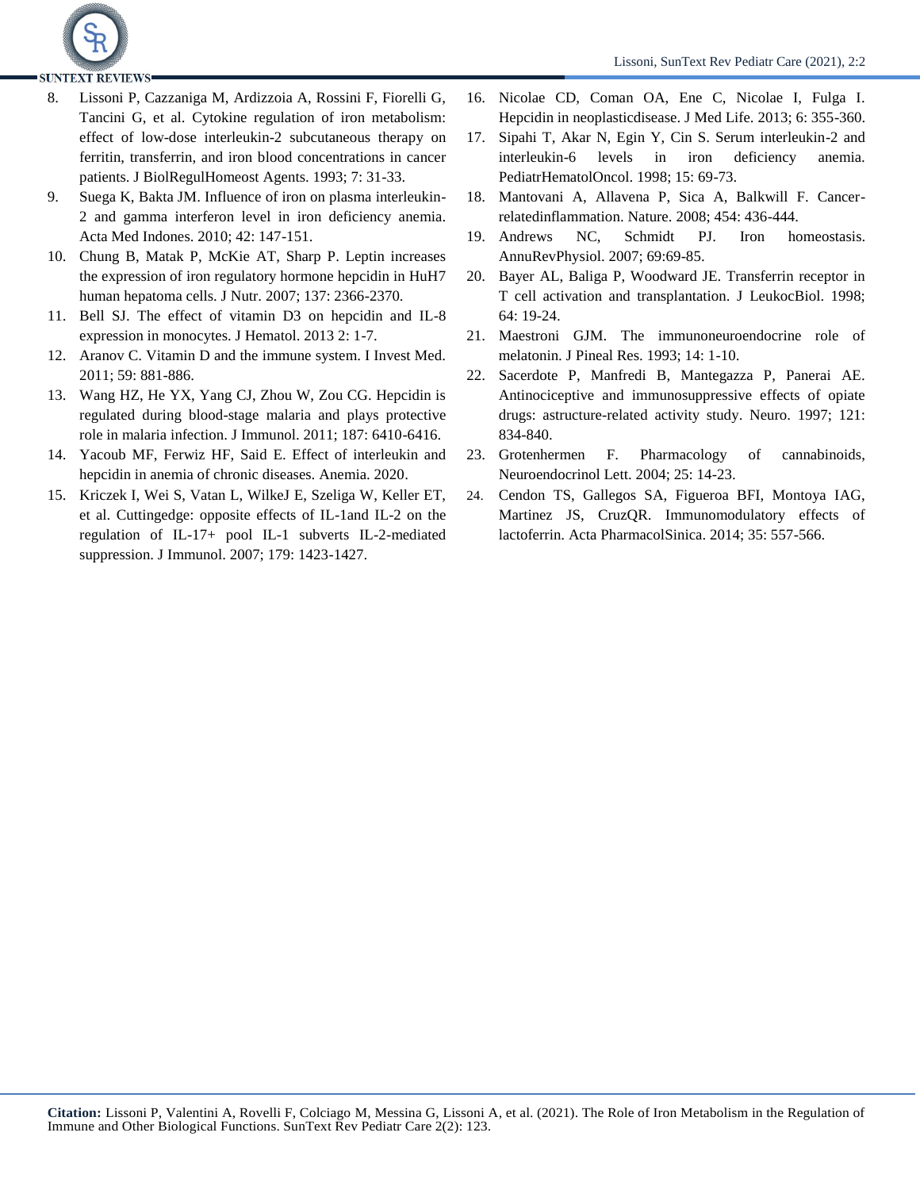8. Lissoni P, Cazzaniga M, Ardizzoia A, Rossini F, Fiorelli G, Tancini G, et al. Cytokine regulation of iron metabolism: effect of low-dose interleukin-2 subcutaneous therapy on ferritin, transferrin, and iron blood concentrations in cancer patients. J BiolRegulHomeost Agents. 1993; 7: 31-33.
9. Suega K, Bakta JM. Influence of iron on plasma interleukin-2 and gamma interferon level in iron deficiency anemia. Acta Med Indones. 2010; 42: 147-151.
10. Chung B, Matak P, McKie AT, Sharp P. Leptin increases the expression of iron regulatory hormone hepcidin in HuH7 human hepatoma cells. J Nutr. 2007; 137: 2366-2370.
11. Bell SJ. The effect of vitamin D3 on hepcidin and IL-8 expression in monocytes. J Hematol. 2013 2: 1-7.
12. Aranov C. Vitamin D and the immune system. I Invest Med. 2011; 59: 881-886.
13. Wang HZ, He YX, Yang CJ, Zhou W, Zou CG. Hepcidin is regulated during blood-stage malaria and plays protective role in malaria infection. J Immunol. 2011; 187: 6410-6416.
14. Yacoub MF, Ferwiz HF, Said E. Effect of interleukin and hepcidin in anemia of chronic diseases. Anemia. 2020.
15. Kriczek I, Wei S, Vatan L, WilkeJ E, Szeliga W, Keller ET, et al. Cuttingedge: opposite effects of IL-1and IL-2 on the regulation of IL-17+ pool IL-1 subverts IL-2-mediated suppression. J Immunol. 2007; 179: 1423-1427.
16. Nicolae CD, Coman OA, Ene C, Nicolae I, Fulga I. Hepcidin in neoplasticdisease. J Med Life. 2013; 6: 355-360.
17. Sipahi T, Akar N, Egin Y, Cin S. Serum interleukin-2 and interleukin-6 levels in iron deficiency anemia. PediatrHematolOncol. 1998; 15: 69-73.
18. Mantovani A, Allavena P, Sica A, Balkwill F. Cancer-relatedinflammation. Nature. 2008; 454: 436-444.
19. Andrews NC, Schmidt PJ. Iron homeostasis. AnnuRevPhysiol. 2007; 69:69-85.
20. Bayer AL, Baliga P, Woodward JE. Transferrin receptor in T cell activation and transplantation. J LeukocBiol. 1998; 64: 19-24.
21. Maestroni GJM. The immunoneuroendocrine role of melatonin. J Pineal Res. 1993; 14: 1-10.
22. Sacerdote P, Manfredi B, Mantegazza P, Panerai AE. Antinociceptive and immunosuppressive effects of opiate drugs: astructure-related activity study. Neuro. 1997; 121: 834-840.
23. Grotenhermen F. Pharmacology of cannabinoids, Neuroendocrinol Lett. 2004; 25: 14-23.
24. Cendon TS, Gallegos SA, Figueroa BFI, Montoya IAG, Martinez JS, CruzQR. Immunomodulatory effects of lactoferrin. Acta PharmacolSinica. 2014; 35: 557-566.

**Citation:** Lissoni P, Valentini A, Rovelli F, Colciago M, Messina G, Lissoni A, et al. (2021). The Role of Iron Metabolism in the Regulation of Immune and Other Biological Functions. SunText Rev Pediatr Care 2(2): 123.